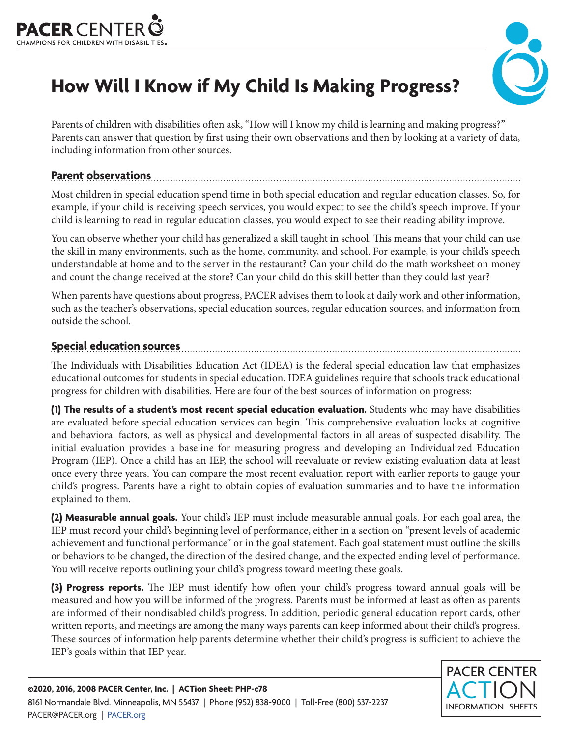# How Will I Know if My Child Is Making Progress?

Parents of children with disabilities often ask, "How will I know my child is learning and making progress?" Parents can answer that question by first using their own observations and then by looking at a variety of data, including information from other sources.

## Parent observations

Most children in special education spend time in both special education and regular education classes. So, for example, if your child is receiving speech services, you would expect to see the child's speech improve. If your child is learning to read in regular education classes, you would expect to see their reading ability improve.

You can observe whether your child has generalized a skill taught in school. This means that your child can use the skill in many environments, such as the home, community, and school. For example, is your child's speech understandable at home and to the server in the restaurant? Can your child do the math worksheet on money and count the change received at the store? Can your child do this skill better than they could last year?

When parents have questions about progress, PACER advises them to look at daily work and other information, such as the teacher's observations, special education sources, regular education sources, and information from outside the school.

## Special education sources

The Individuals with Disabilities Education Act (IDEA) is the federal special education law that emphasizes educational outcomes for students in special education. IDEA guidelines require that schools track educational progress for children with disabilities. Here are four of the best sources of information on progress:

**(1) The results of a student's most recent special education evaluation.** Students who may have disabilities are evaluated before special education services can begin. This comprehensive evaluation looks at cognitive and behavioral factors, as well as physical and developmental factors in all areas of suspected disability. The initial evaluation provides a baseline for measuring progress and developing an Individualized Education Program (IEP). Once a child has an IEP, the school will reevaluate or review existing evaluation data at least once every three years. You can compare the most recent evaluation report with earlier reports to gauge your child's progress. Parents have a right to obtain copies of evaluation summaries and to have the information explained to them.

**(2) Measurable annual goals.** Your child's IEP must include measurable annual goals. For each goal area, the IEP must record your child's beginning level of performance, either in a section on "present levels of academic achievement and functional performance" or in the goal statement. Each goal statement must outline the skills or behaviors to be changed, the direction of the desired change, and the expected ending level of performance. You will receive reports outlining your child's progress toward meeting these goals.

**(3) Progress reports.** The IEP must identify how often your child's progress toward annual goals will be measured and how you will be informed of the progress. Parents must be informed at least as often as parents are informed of their nondisabled child's progress. In addition, periodic general education report cards, other written reports, and meetings are among the many ways parents can keep informed about their child's progress. These sources of information help parents determine whether their child's progress is sufficient to achieve the IEP's goals within that IEP year.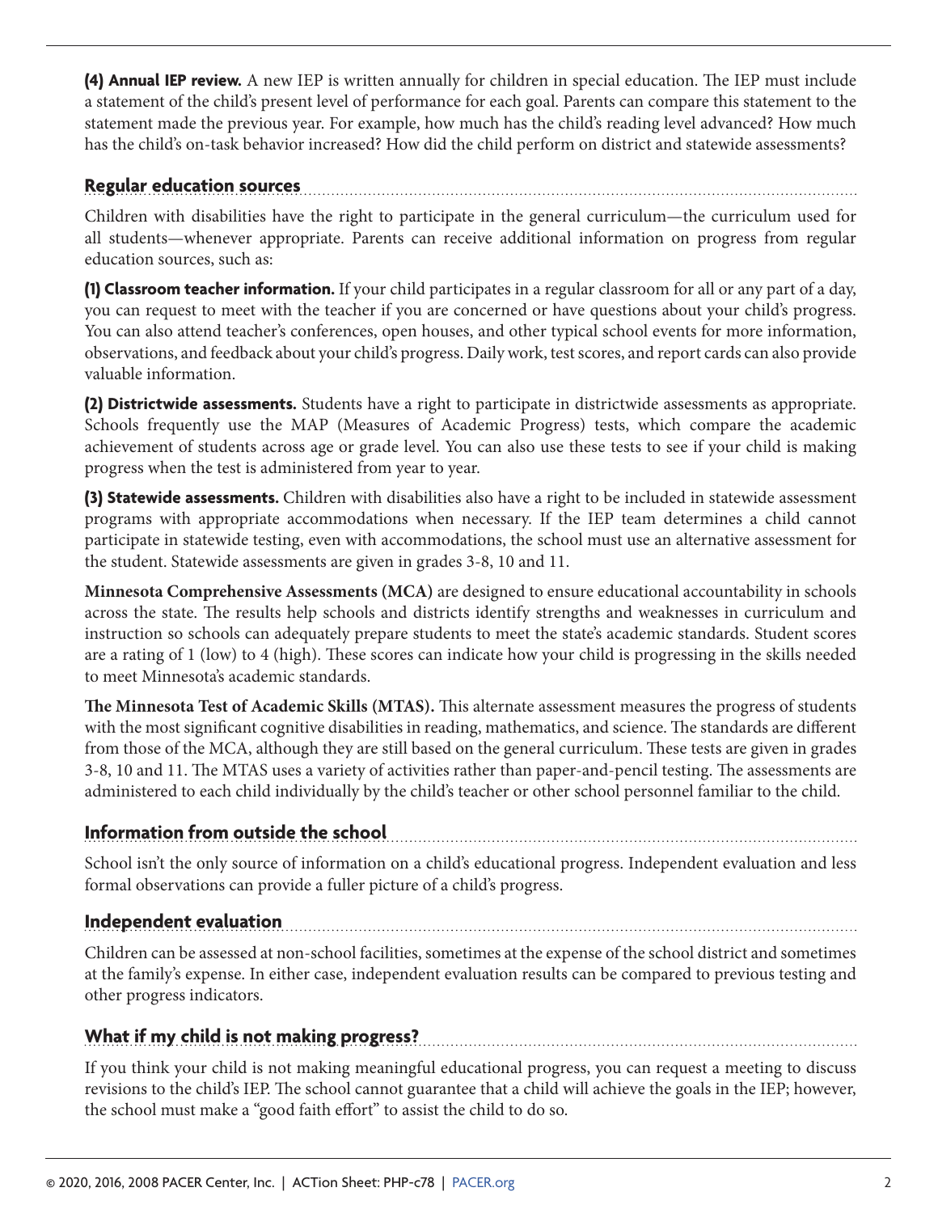**(4) Annual IEP review.** A new IEP is written annually for children in special education. The IEP must include a statement of the child's present level of performance for each goal. Parents can compare this statement to the statement made the previous year. For example, how much has the child's reading level advanced? How much has the child's on-task behavior increased? How did the child perform on district and statewide assessments?

## Regular education sources

Children with disabilities have the right to participate in the general curriculum—the curriculum used for all students—whenever appropriate. Parents can receive additional information on progress from regular education sources, such as:

**(1) Classroom teacher information.** If your child participates in a regular classroom for all or any part of a day, you can request to meet with the teacher if you are concerned or have questions about your child's progress. You can also attend teacher's conferences, open houses, and other typical school events for more information, observations, and feedback about your child's progress. Daily work, test scores, and report cards can also provide valuable information.

**(2) Districtwide assessments.** Students have a right to participate in districtwide assessments as appropriate. Schools frequently use the MAP (Measures of Academic Progress) tests, which compare the academic achievement of students across age or grade level. You can also use these tests to see if your child is making progress when the test is administered from year to year.

**(3) Statewide assessments.** Children with disabilities also have a right to be included in statewide assessment programs with appropriate accommodations when necessary. If the IEP team determines a child cannot participate in statewide testing, even with accommodations, the school must use an alternative assessment for the student. Statewide assessments are given in grades 3-8, 10 and 11.

**Minnesota Comprehensive Assessments (MCA)** are designed to ensure educational accountability in schools across the state. The results help schools and districts identify strengths and weaknesses in curriculum and instruction so schools can adequately prepare students to meet the state's academic standards. Student scores are a rating of 1 (low) to 4 (high). These scores can indicate how your child is progressing in the skills needed to meet Minnesota's academic standards.

**The Minnesota Test of Academic Skills (MTAS).** This alternate assessment measures the progress of students with the most significant cognitive disabilities in reading, mathematics, and science. The standards are different from those of the MCA, although they are still based on the general curriculum. These tests are given in grades 3-8, 10 and 11. The MTAS uses a variety of activities rather than paper-and-pencil testing. The assessments are administered to each child individually by the child's teacher or other school personnel familiar to the child.

## Information from outside the school

School isn't the only source of information on a child's educational progress. Independent evaluation and less formal observations can provide a fuller picture of a child's progress.

## Independent evaluation

Children can be assessed at non-school facilities, sometimes at the expense of the school district and sometimes at the family's expense. In either case, independent evaluation results can be compared to previous testing and other progress indicators.

## What if my child is not making progress?

If you think your child is not making meaningful educational progress, you can request a meeting to discuss revisions to the child's IEP. The school cannot guarantee that a child will achieve the goals in the IEP; however, the school must make a "good faith effort" to assist the child to do so.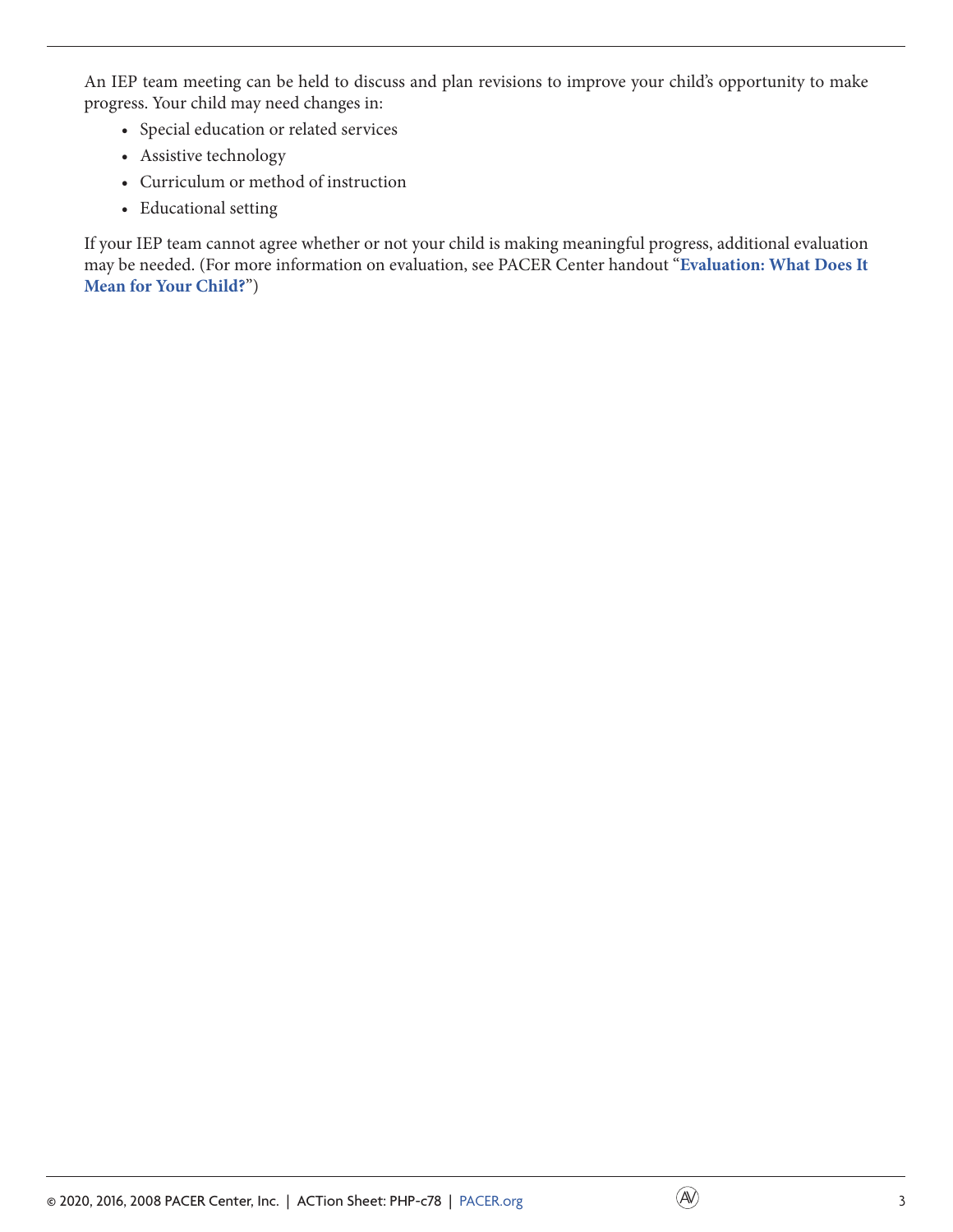An IEP team meeting can be held to discuss and plan revisions to improve your child's opportunity to make progress. Your child may need changes in:

- Special education or related services
- Assistive technology
- Curriculum or method of instruction
- Educational setting

If your IEP team cannot agree whether or not your child is making meaningful progress, additional evaluation may be needed. (For more information on evaluation, see PACER Center handout "**Evaluation: What Does It Mean for Your Child?**")